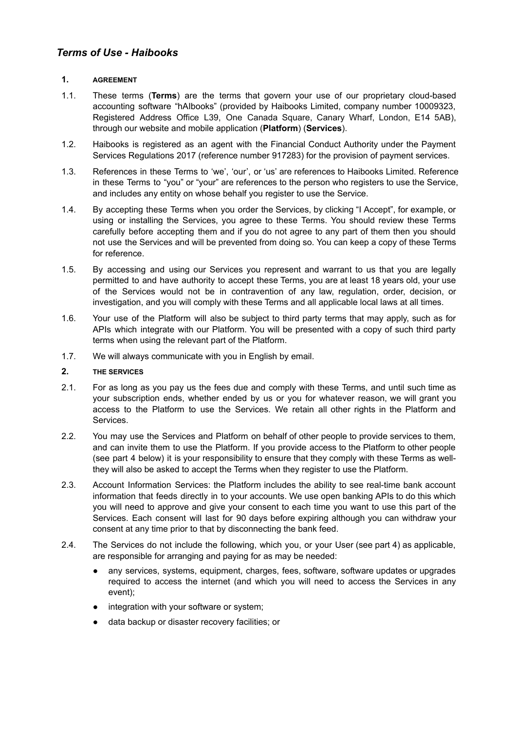# *Terms of Use - Haibooks*

## 1. AGREEMENT

1.1. These terms (**Terms**) are the terms that govern your use of our proprietary cloud-based accounting software "hAIbooks" (provided by Haibooks Limited, company number 10009323, Registered Address Office L39, One Canada Square, Canary Wharf, London, E14 5AB), through our website and mobile application (**Platform**) (**Services**).

1.2. Haibooks is registered as an agent with the Financial Conduct Authority under the Payment Services Regulations 2017 (reference number 917283) for the provision of payment services.

1.3. References in these Terms to 'we', 'our', or 'us' are references to Haibooks Limited. Reference in these Terms to "you" or "your" are references to the person who registers to use the Service, and includes any entity on whose behalf you register to use the Service.

1.4. By accepting these Terms when you order the Services, by clicking "I Accept", for example, or using or installing the Services, you agree to these Terms. You should review these Terms carefully before accepting them and if you do not agree to any part of them then you should not use the Services and will be prevented from doing so. You can keep a copy of these Terms for reference.

1.5. By accessing and using our Services you represent and warrant to us that you are legally permitted to and have authority to accept these Terms, you are at least 18 years old, your use of the Services would not be in contravention of any law, regulation, order, decision, or investigation, and you will comply with these Terms and all applicable local laws at all times.

1.6. Your use of the Platform will also be subject to third party terms that may apply, such as for APIs which integrate with our Platform. You will be presented with a copy of such third party terms when using the relevant part of the Platform.

1.7. We will always communicate with you in English by email.

## 2. THE SERVICES

2.1. For as long as you pay us the fees due and comply with these Terms, and until such time as your subscription ends, whether ended by us or you for whatever reason, we will grant you access to the Platform to use the Services. We retain all other rights in the Platform and Services.

2.2. You may use the Services and Platform on behalf of other people to provide services to them, and can invite them to use the Platform. If you provide access to the Platform to other people (see part 4 below) it is your responsibility to ensure that they comply with these Terms as well- they will also be asked to accept the Terms when they register to use the Platform.

2.3. Account Information Services: the Platform includes the ability to see real-time bank account information that feeds directly in to your accounts. We use open banking APIs to do this which you will need to approve and give your consent to each time you want to use this part of the Services. Each consent will last for 90 days before expiring although you can withdraw your consent at any time prior to that by disconnecting the bank feed.

2.4. The Services do not include the following, which you, or your User (see part 4) as applicable, are responsible for arranging and paying for as may be needed:

- any services, systems, equipment, charges, fees, software, software updates or upgrades required to access the internet (and which you will need to access the Services in any event);
- integration with your software or system;
- data backup or disaster recovery facilities; or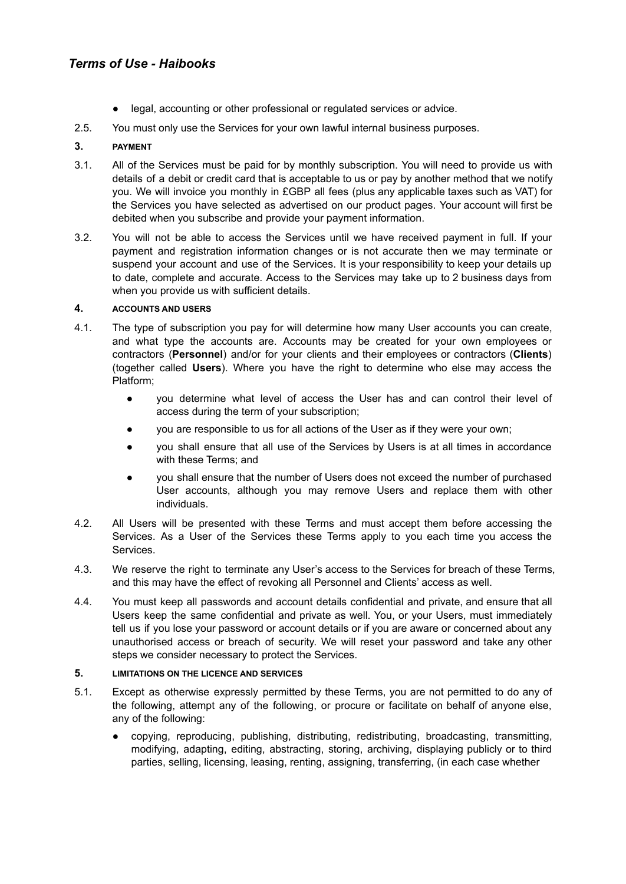- legal, accounting or other professional or regulated services or advice.

2.5. You must only use the Services for your own lawful internal business purposes.

### 3. PAYMENT

3.1. All of the Services must be paid for by monthly subscription. You will need to provide us with details of a debit or credit card that is acceptable to us or pay by another method that we notify you. We will invoice you monthly in £GBP all fees (plus any applicable taxes such as VAT) for the Services you have selected as advertised on our product pages. Your account will first be debited when you subscribe and provide your payment information.

3.2. You will not be able to access the Services until we have received payment in full. If your payment and registration information changes or is not accurate then we may terminate or suspend your account and use of the Services. It is your responsibility to keep your details up to date, complete and accurate. Access to the Services may take up to 2 business days from when you provide us with sufficient details.

### 4. ACCOUNTS AND USERS

4.1. The type of subscription you pay for will determine how many User accounts you can create, and what type the accounts are. Accounts may be created for your own employees or contractors (**Personnel**) and/or for your clients and their employees or contractors (**Clients**) (together called **Users**). Where you have the right to determine who else may access the Platform;

- you determine what level of access the User has and can control their level of access during the term of your subscription;
- you are responsible to us for all actions of the User as if they were your own;
- you shall ensure that all use of the Services by Users is at all times in accordance with these Terms; and
- you shall ensure that the number of Users does not exceed the number of purchased User accounts, although you may remove Users and replace them with other individuals.

4.2. All Users will be presented with these Terms and must accept them before accessing the Services. As a User of the Services these Terms apply to you each time you access the Services.

4.3. We reserve the right to terminate any User's access to the Services for breach of these Terms, and this may have the effect of revoking all Personnel and Clients' access as well.

4.4. You must keep all passwords and account details confidential and private, and ensure that all Users keep the same confidential and private as well. You, or your Users, must immediately tell us if you lose your password or account details or if you are aware or concerned about any unauthorised access or breach of security. We will reset your password and take any other steps we consider necessary to protect the Services.

### 5. LIMITATIONS ON THE LICENCE AND SERVICES

5.1. Except as otherwise expressly permitted by these Terms, you are not permitted to do any of the following, attempt any of the following, or procure or facilitate on behalf of anyone else, any of the following:

- copying, reproducing, publishing, distributing, redistributing, broadcasting, transmitting, modifying, adapting, editing, abstracting, storing, archiving, displaying publicly or to third parties, selling, licensing, leasing, renting, assigning, transferring, (in each case whether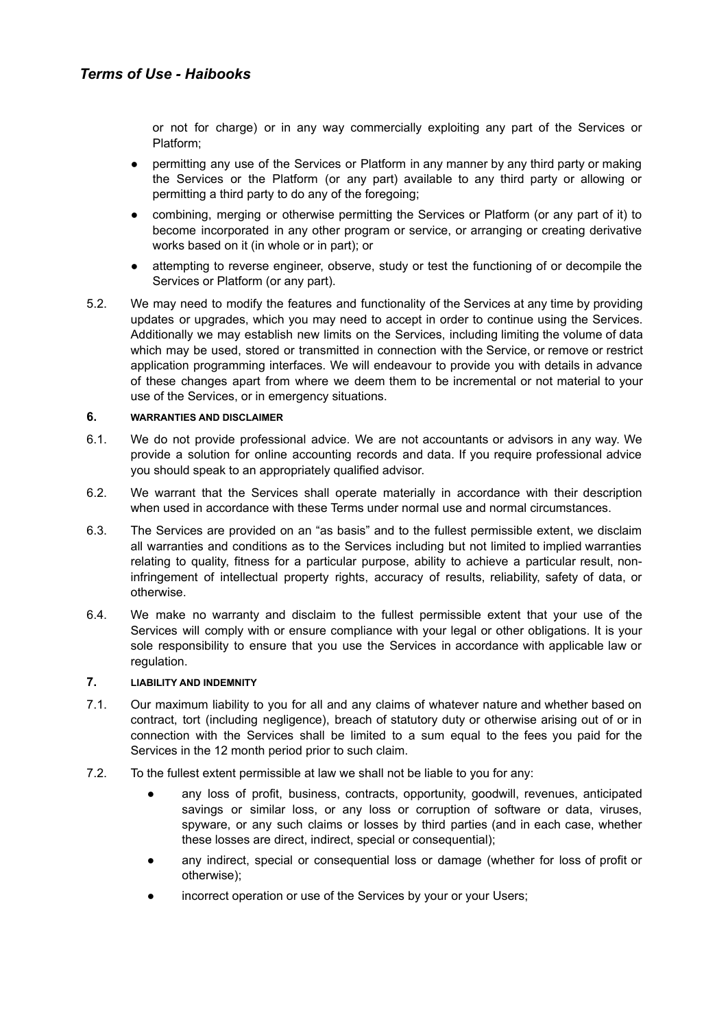or not for charge) or in any way commercially exploiting any part of the Services or Platform;

- permitting any use of the Services or Platform in any manner by any third party or making the Services or the Platform (or any part) available to any third party or allowing or permitting a third party to do any of the foregoing;
- combining, merging or otherwise permitting the Services or Platform (or any part of it) to become incorporated in any other program or service, or arranging or creating derivative works based on it (in whole or in part); or
- attempting to reverse engineer, observe, study or test the functioning of or decompile the Services or Platform (or any part).

5.2. We may need to modify the features and functionality of the Services at any time by providing updates or upgrades, which you may need to accept in order to continue using the Services. Additionally we may establish new limits on the Services, including limiting the volume of data which may be used, stored or transmitted in connection with the Service, or remove or restrict application programming interfaces. We will endeavour to provide you with details in advance of these changes apart from where we deem them to be incremental or not material to your use of the Services, or in emergency situations.

## 6. WARRANTIES AND DISCLAIMER

6.1. We do not provide professional advice. We are not accountants or advisors in any way. We provide a solution for online accounting records and data. If you require professional advice you should speak to an appropriately qualified advisor.

6.2. We warrant that the Services shall operate materially in accordance with their description when used in accordance with these Terms under normal use and normal circumstances.

6.3. The Services are provided on an "as basis" and to the fullest permissible extent, we disclaim all warranties and conditions as to the Services including but not limited to implied warranties relating to quality, fitness for a particular purpose, ability to achieve a particular result, non-infringement of intellectual property rights, accuracy of results, reliability, safety of data, or otherwise.

6.4. We make no warranty and disclaim to the fullest permissible extent that your use of the Services will comply with or ensure compliance with your legal or other obligations. It is your sole responsibility to ensure that you use the Services in accordance with applicable law or regulation.

## 7. LIABILITY AND INDEMNITY

7.1. Our maximum liability to you for all and any claims of whatever nature and whether based on contract, tort (including negligence), breach of statutory duty or otherwise arising out of or in connection with the Services shall be limited to a sum equal to the fees you paid for the Services in the 12 month period prior to such claim.

7.2. To the fullest extent permissible at law we shall not be liable to you for any:

- any loss of profit, business, contracts, opportunity, goodwill, revenues, anticipated savings or similar loss, or any loss or corruption of software or data, viruses, spyware, or any such claims or losses by third parties (and in each case, whether these losses are direct, indirect, special or consequential);
- any indirect, special or consequential loss or damage (whether for loss of profit or otherwise);
- incorrect operation or use of the Services by your or your Users;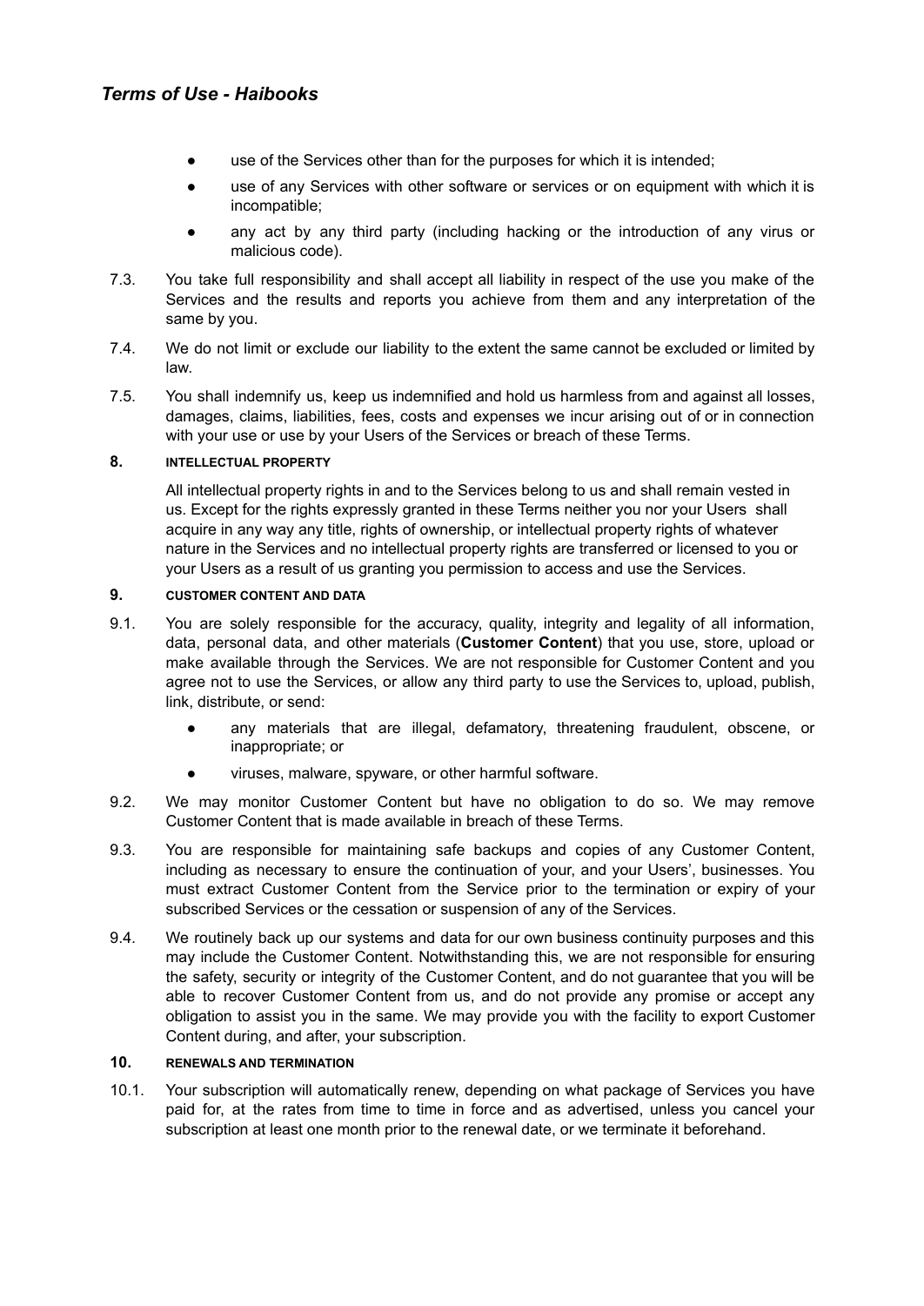- use of the Services other than for the purposes for which it is intended;
- use of any Services with other software or services or on equipment with which it is incompatible;
- any act by any third party (including hacking or the introduction of any virus or malicious code).

7.3. You take full responsibility and shall accept all liability in respect of the use you make of the Services and the results and reports you achieve from them and any interpretation of the same by you.

7.4. We do not limit or exclude our liability to the extent the same cannot be excluded or limited by law.

7.5. You shall indemnify us, keep us indemnified and hold us harmless from and against all losses, damages, claims, liabilities, fees, costs and expenses we incur arising out of or in connection with your use or use by your Users of the Services or breach of these Terms.

## 8. INTELLECTUAL PROPERTY

All intellectual property rights in and to the Services belong to us and shall remain vested in us. Except for the rights expressly granted in these Terms neither you nor your Users shall acquire in any way any title, rights of ownership, or intellectual property rights of whatever nature in the Services and no intellectual property rights are transferred or licensed to you or your Users as a result of us granting you permission to access and use the Services.

## 9. CUSTOMER CONTENT AND DATA

9.1. You are solely responsible for the accuracy, quality, integrity and legality of all information, data, personal data, and other materials (**Customer Content**) that you use, store, upload or make available through the Services. We are not responsible for Customer Content and you agree not to use the Services, or allow any third party to use the Services to, upload, publish, link, distribute, or send:

- any materials that are illegal, defamatory, threatening fraudulent, obscene, or inappropriate; or
- viruses, malware, spyware, or other harmful software.

9.2. We may monitor Customer Content but have no obligation to do so. We may remove Customer Content that is made available in breach of these Terms.

9.3. You are responsible for maintaining safe backups and copies of any Customer Content, including as necessary to ensure the continuation of your, and your Users', businesses. You must extract Customer Content from the Service prior to the termination or expiry of your subscribed Services or the cessation or suspension of any of the Services.

9.4. We routinely back up our systems and data for our own business continuity purposes and this may include the Customer Content. Notwithstanding this, we are not responsible for ensuring the safety, security or integrity of the Customer Content, and do not guarantee that you will be able to recover Customer Content from us, and do not provide any promise or accept any obligation to assist you in the same. We may provide you with the facility to export Customer Content during, and after, your subscription.

## 10. RENEWALS AND TERMINATION

10.1. Your subscription will automatically renew, depending on what package of Services you have paid for, at the rates from time to time in force and as advertised, unless you cancel your subscription at least one month prior to the renewal date, or we terminate it beforehand.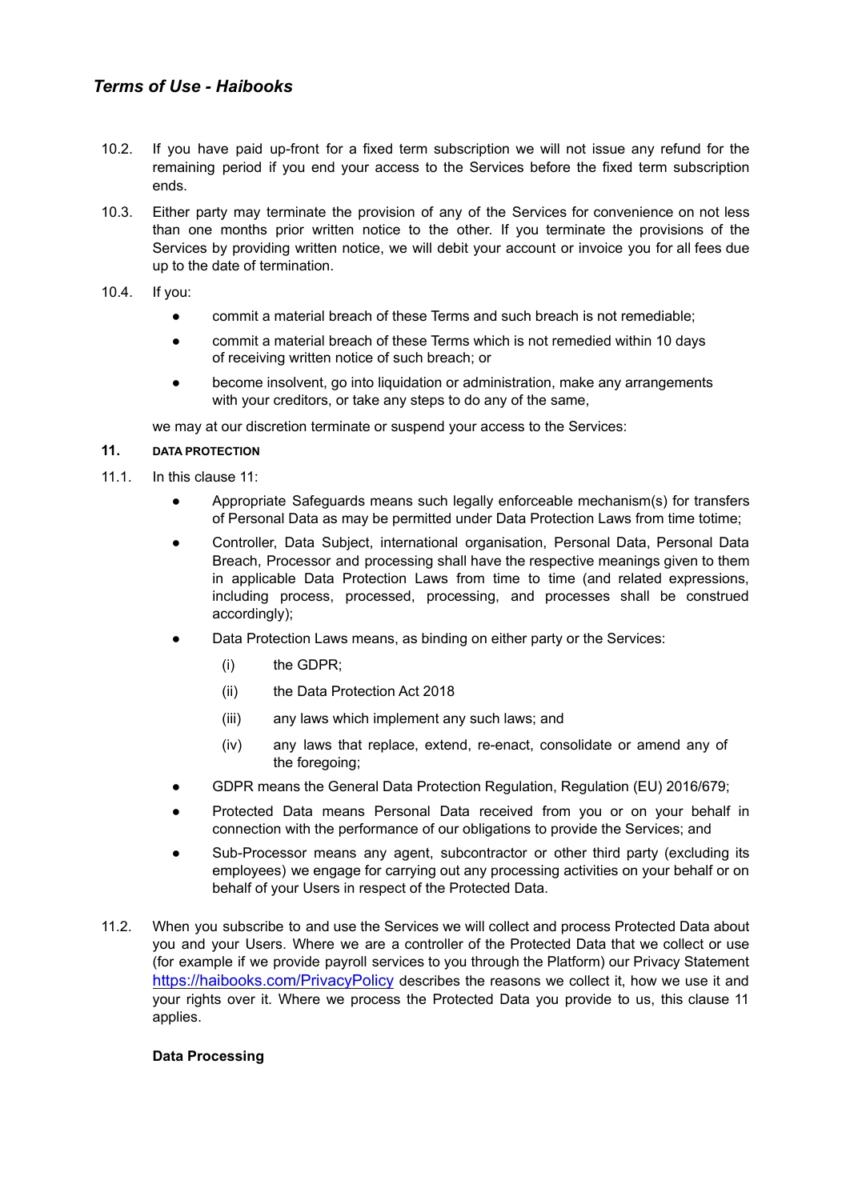10.2. If you have paid up-front for a fixed term subscription we will not issue any refund for the remaining period if you end your access to the Services before the fixed term subscription ends.

10.3. Either party may terminate the provision of any of the Services for convenience on not less than one months prior written notice to the other. If you terminate the provisions of the Services by providing written notice, we will debit your account or invoice you for all fees due up to the date of termination.

10.4. If you:

- commit a material breach of these Terms and such breach is not remediable;
- commit a material breach of these Terms which is not remedied within 10 days of receiving written notice of such breach; or
- become insolvent, go into liquidation or administration, make any arrangements with your creditors, or take any steps to do any of the same,

we may at our discretion terminate or suspend your access to the Services:

## 11. DATA PROTECTION

11.1. In this clause 11:

- Appropriate Safeguards means such legally enforceable mechanism(s) for transfers of Personal Data as may be permitted under Data Protection Laws from time totime;
- Controller, Data Subject, international organisation, Personal Data, Personal Data Breach, Processor and processing shall have the respective meanings given to them in applicable Data Protection Laws from time to time (and related expressions, including process, processed, processing, and processes shall be construed accordingly);
- Data Protection Laws means, as binding on either party or the Services:
  - (i) the GDPR;
  - (ii) the Data Protection Act 2018
  - (iii) any laws which implement any such laws; and
  - (iv) any laws that replace, extend, re-enact, consolidate or amend any of the foregoing;
- GDPR means the General Data Protection Regulation, Regulation (EU) 2016/679;
- Protected Data means Personal Data received from you or on your behalf in connection with the performance of our obligations to provide the Services; and
- Sub-Processor means any agent, subcontractor or other third party (excluding its employees) we engage for carrying out any processing activities on your behalf or on behalf of your Users in respect of the Protected Data.

11.2. When you subscribe to and use the Services we will collect and process Protected Data about you and your Users. Where we are a controller of the Protected Data that we collect or use (for example if we provide payroll services to you through the Platform) our Privacy Statement https://haibooks.com/PrivacyPolicy describes the reasons we collect it, how we use it and your rights over it. Where we process the Protected Data you provide to us, this clause 11 applies.

**Data Processing**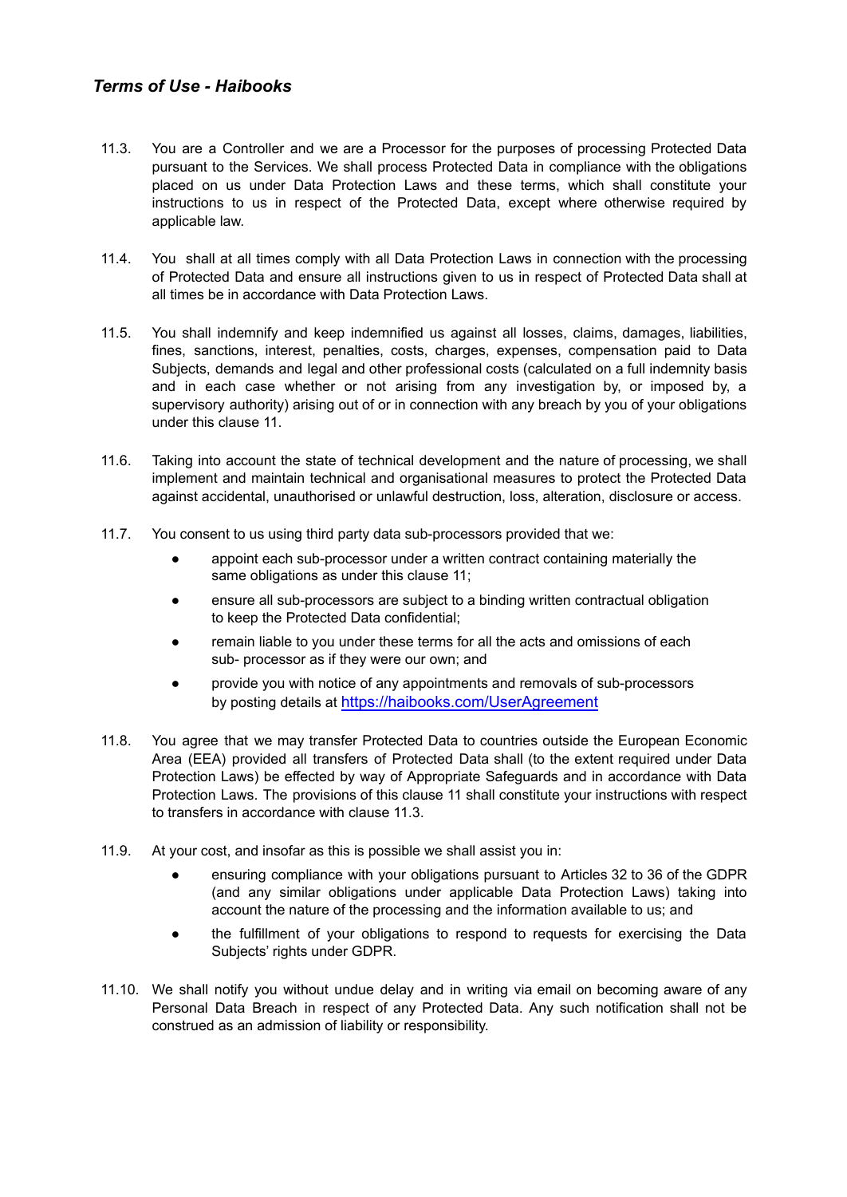11.3. You are a Controller and we are a Processor for the purposes of processing Protected Data pursuant to the Services. We shall process Protected Data in compliance with the obligations placed on us under Data Protection Laws and these terms, which shall constitute your instructions to us in respect of the Protected Data, except where otherwise required by applicable law.

11.4. You shall at all times comply with all Data Protection Laws in connection with the processing of Protected Data and ensure all instructions given to us in respect of Protected Data shall at all times be in accordance with Data Protection Laws.

11.5. You shall indemnify and keep indemnified us against all losses, claims, damages, liabilities, fines, sanctions, interest, penalties, costs, charges, expenses, compensation paid to Data Subjects, demands and legal and other professional costs (calculated on a full indemnity basis and in each case whether or not arising from any investigation by, or imposed by, a supervisory authority) arising out of or in connection with any breach by you of your obligations under this clause 11.

11.6. Taking into account the state of technical development and the nature of processing, we shall implement and maintain technical and organisational measures to protect the Protected Data against accidental, unauthorised or unlawful destruction, loss, alteration, disclosure or access.

11.7. You consent to us using third party data sub-processors provided that we:

- appoint each sub-processor under a written contract containing materially the same obligations as under this clause 11;
- ensure all sub-processors are subject to a binding written contractual obligation to keep the Protected Data confidential;
- remain liable to you under these terms for all the acts and omissions of each sub- processor as if they were our own; and
- provide you with notice of any appointments and removals of sub-processors by posting details at [https://haibooks.com/UserAgreement](https://haibooks.com/UserAgreement)

11.8. You agree that we may transfer Protected Data to countries outside the European Economic Area (EEA) provided all transfers of Protected Data shall (to the extent required under Data Protection Laws) be effected by way of Appropriate Safeguards and in accordance with Data Protection Laws. The provisions of this clause 11 shall constitute your instructions with respect to transfers in accordance with clause 11.3.

11.9. At your cost, and insofar as this is possible we shall assist you in:

- ensuring compliance with your obligations pursuant to Articles 32 to 36 of the GDPR (and any similar obligations under applicable Data Protection Laws) taking into account the nature of the processing and the information available to us; and
- the fulfillment of your obligations to respond to requests for exercising the Data Subjects' rights under GDPR.

11.10. We shall notify you without undue delay and in writing via email on becoming aware of any Personal Data Breach in respect of any Protected Data. Any such notification shall not be construed as an admission of liability or responsibility.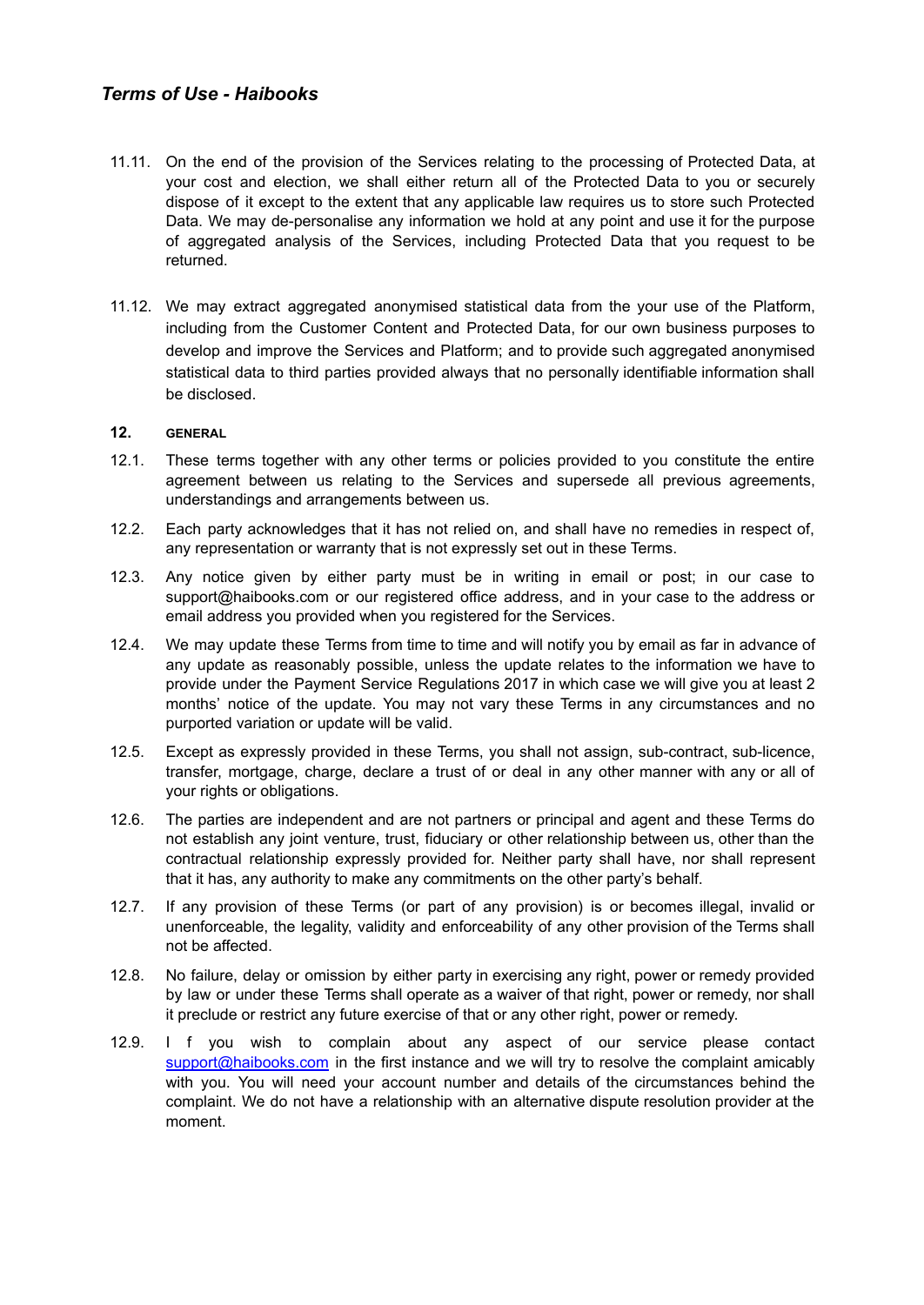11.11. On the end of the provision of the Services relating to the processing of Protected Data, at your cost and election, we shall either return all of the Protected Data to you or securely dispose of it except to the extent that any applicable law requires us to store such Protected Data. We may de-personalise any information we hold at any point and use it for the purpose of aggregated analysis of the Services, including Protected Data that you request to be returned.

11.12. We may extract aggregated anonymised statistical data from the your use of the Platform, including from the Customer Content and Protected Data, for our own business purposes to develop and improve the Services and Platform; and to provide such aggregated anonymised statistical data to third parties provided always that no personally identifiable information shall be disclosed.

## 12. GENERAL

12.1. These terms together with any other terms or policies provided to you constitute the entire agreement between us relating to the Services and supersede all previous agreements, understandings and arrangements between us.

12.2. Each party acknowledges that it has not relied on, and shall have no remedies in respect of, any representation or warranty that is not expressly set out in these Terms.

12.3. Any notice given by either party must be in writing in email or post; in our case to support@haibooks.com or our registered office address, and in your case to the address or email address you provided when you registered for the Services.

12.4. We may update these Terms from time to time and will notify you by email as far in advance of any update as reasonably possible, unless the update relates to the information we have to provide under the Payment Service Regulations 2017 in which case we will give you at least 2 months' notice of the update. You may not vary these Terms in any circumstances and no purported variation or update will be valid.

12.5. Except as expressly provided in these Terms, you shall not assign, sub-contract, sub-licence, transfer, mortgage, charge, declare a trust of or deal in any other manner with any or all of your rights or obligations.

12.6. The parties are independent and are not partners or principal and agent and these Terms do not establish any joint venture, trust, fiduciary or other relationship between us, other than the contractual relationship expressly provided for. Neither party shall have, nor shall represent that it has, any authority to make any commitments on the other party's behalf.

12.7. If any provision of these Terms (or part of any provision) is or becomes illegal, invalid or unenforceable, the legality, validity and enforceability of any other provision of the Terms shall not be affected.

12.8. No failure, delay or omission by either party in exercising any right, power or remedy provided by law or under these Terms shall operate as a waiver of that right, power or remedy, nor shall it preclude or restrict any future exercise of that or any other right, power or remedy.

12.9. If you wish to complain about any aspect of our service please contact support@haibooks.com in the first instance and we will try to resolve the complaint amicably with you. You will need your account number and details of the circumstances behind the complaint. We do not have a relationship with an alternative dispute resolution provider at the moment.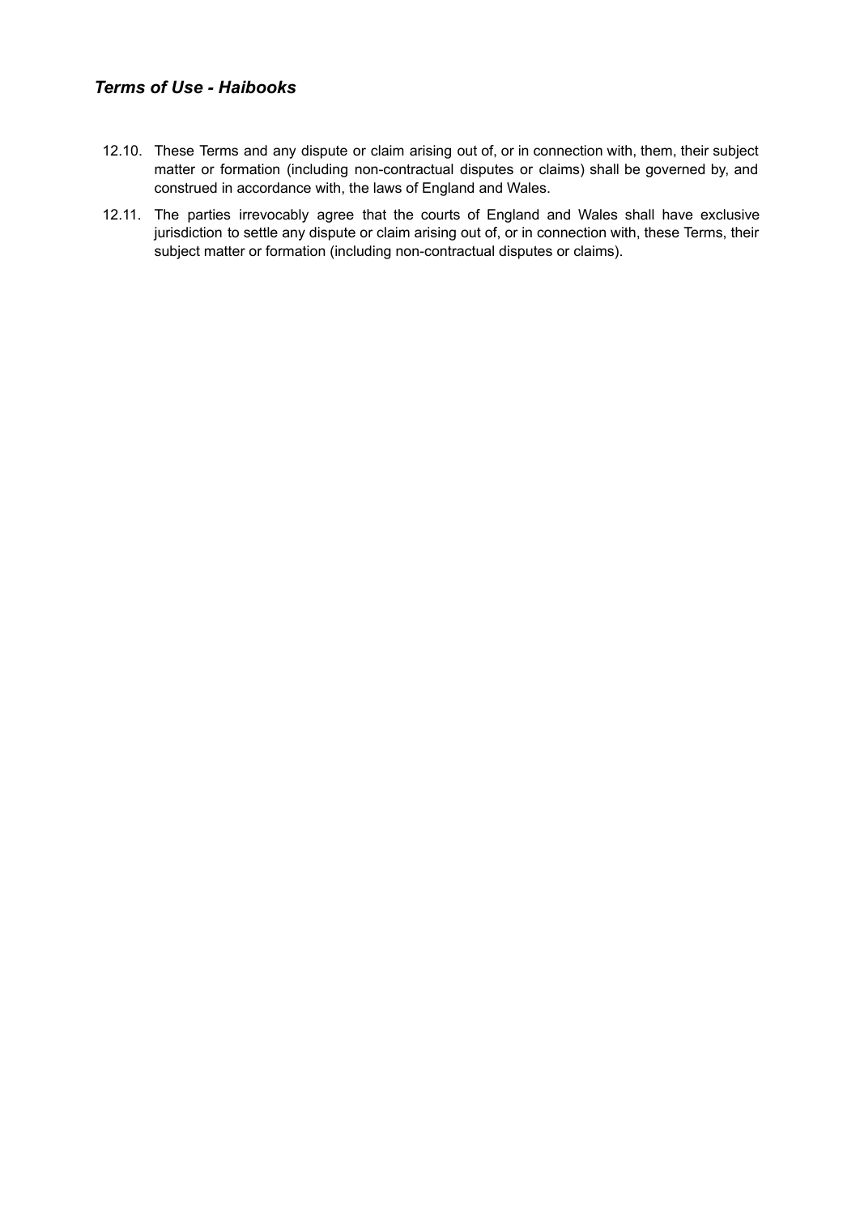12.10. These Terms and any dispute or claim arising out of, or in connection with, them, their subject matter or formation (including non-contractual disputes or claims) shall be governed by, and construed in accordance with, the laws of England and Wales.

12.11. The parties irrevocably agree that the courts of England and Wales shall have exclusive jurisdiction to settle any dispute or claim arising out of, or in connection with, these Terms, their subject matter or formation (including non-contractual disputes or claims).